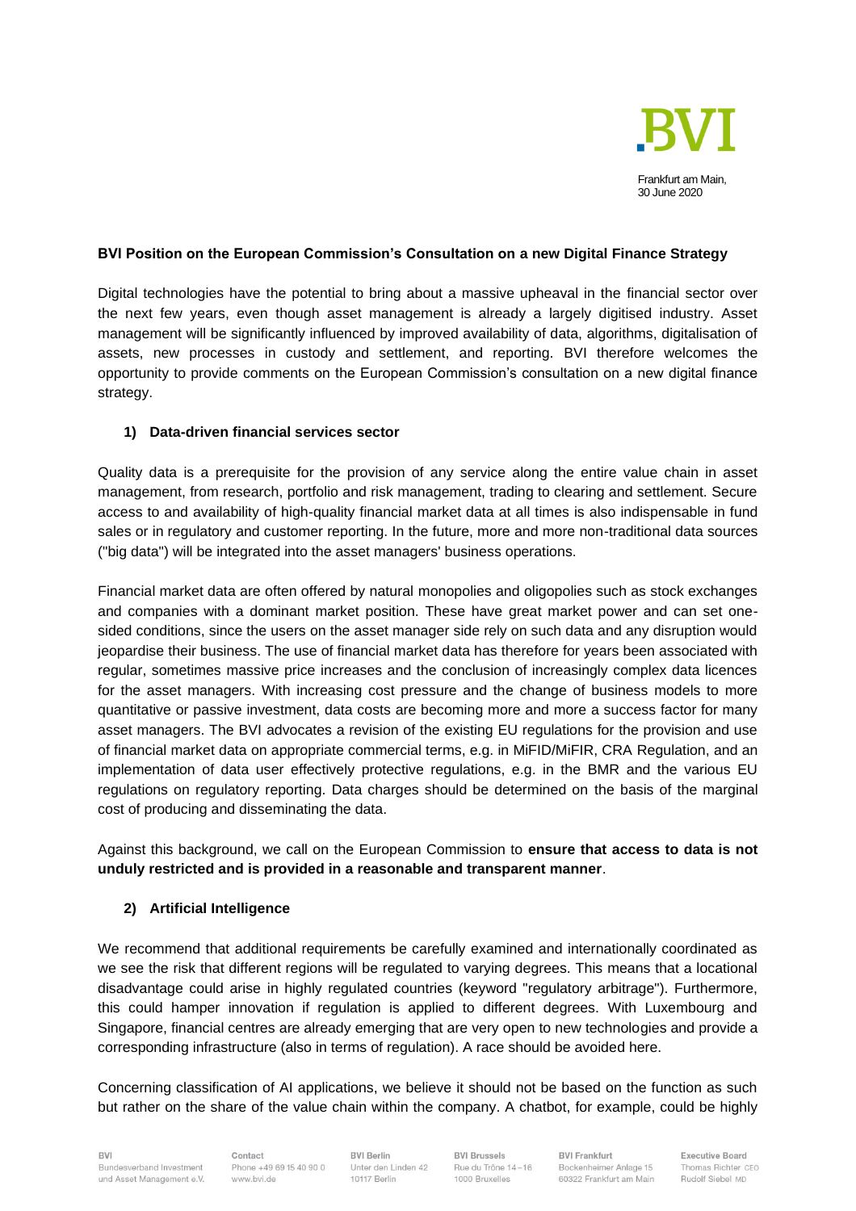Frankfurt am Main,
30 June 2020

**BVI Position on the European Commission's Consultation on a new Digital Finance Strategy**

Digital technologies have the potential to bring about a massive upheaval in the financial sector over the next few years, even though asset management is already a largely digitised industry. Asset management will be significantly influenced by improved availability of data, algorithms, digitalisation of assets, new processes in custody and settlement, and reporting. BVI therefore welcomes the opportunity to provide comments on the European Commission's consultation on a new digital finance strategy.

## 1) Data-driven financial services sector

Quality data is a prerequisite for the provision of any service along the entire value chain in asset management, from research, portfolio and risk management, trading to clearing and settlement. Secure access to and availability of high-quality financial market data at all times is also indispensable in fund sales or in regulatory and customer reporting. In the future, more and more non-traditional data sources ("big data") will be integrated into the asset managers' business operations.

Financial market data are often offered by natural monopolies and oligopolies such as stock exchanges and companies with a dominant market position. These have great market power and can set one-sided conditions, since the users on the asset manager side rely on such data and any disruption would jeopardise their business. The use of financial market data has therefore for years been associated with regular, sometimes massive price increases and the conclusion of increasingly complex data licences for the asset managers. With increasing cost pressure and the change of business models to more quantitative or passive investment, data costs are becoming more and more a success factor for many asset managers. The BVI advocates a revision of the existing EU regulations for the provision and use of financial market data on appropriate commercial terms, e.g. in MiFID/MiFIR, CRA Regulation, and an implementation of data user effectively protective regulations, e.g. in the BMR and the various EU regulations on regulatory reporting. Data charges should be determined on the basis of the marginal cost of producing and disseminating the data.

Against this background, we call on the European Commission to **ensure that access to data is not unduly restricted and is provided in a reasonable and transparent manner**.

## 2) Artificial Intelligence

We recommend that additional requirements be carefully examined and internationally coordinated as we see the risk that different regions will be regulated to varying degrees. This means that a locational disadvantage could arise in highly regulated countries (keyword "regulatory arbitrage"). Furthermore, this could hamper innovation if regulation is applied to different degrees. With Luxembourg and Singapore, financial centres are already emerging that are very open to new technologies and provide a corresponding infrastructure (also in terms of regulation). A race should be avoided here.

Concerning classification of AI applications, we believe it should not be based on the function as such but rather on the share of the value chain within the company. A chatbot, for example, could be highly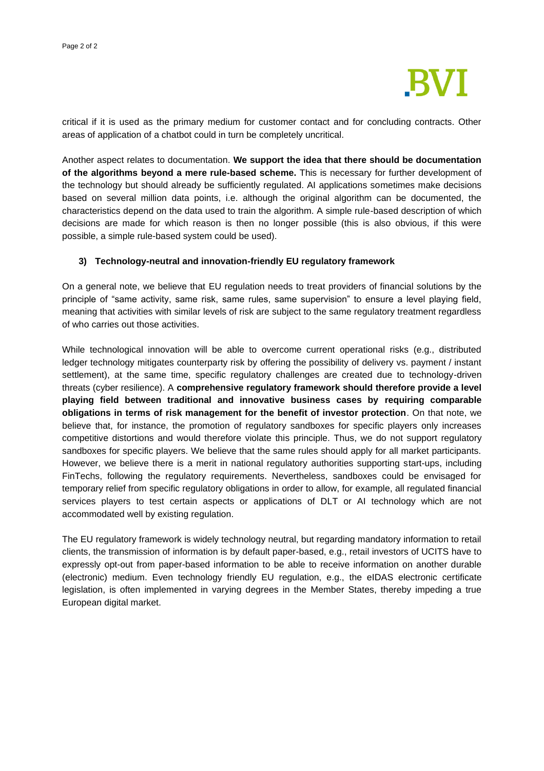critical if it is used as the primary medium for customer contact and for concluding contracts. Other areas of application of a chatbot could in turn be completely uncritical.

Another aspect relates to documentation. **We support the idea that there should be documentation of the algorithms beyond a mere rule-based scheme.** This is necessary for further development of the technology but should already be sufficiently regulated. AI applications sometimes make decisions based on several million data points, i.e. although the original algorithm can be documented, the characteristics depend on the data used to train the algorithm. A simple rule-based description of which decisions are made for which reason is then no longer possible (this is also obvious, if this were possible, a simple rule-based system could be used).

### 3) Technology-neutral and innovation-friendly EU regulatory framework

On a general note, we believe that EU regulation needs to treat providers of financial solutions by the principle of "same activity, same risk, same rules, same supervision" to ensure a level playing field, meaning that activities with similar levels of risk are subject to the same regulatory treatment regardless of who carries out those activities.

While technological innovation will be able to overcome current operational risks (e.g., distributed ledger technology mitigates counterparty risk by offering the possibility of delivery vs. payment / instant settlement), at the same time, specific regulatory challenges are created due to technology-driven threats (cyber resilience). A **comprehensive regulatory framework should therefore provide a level playing field between traditional and innovative business cases by requiring comparable obligations in terms of risk management for the benefit of investor protection**. On that note, we believe that, for instance, the promotion of regulatory sandboxes for specific players only increases competitive distortions and would therefore violate this principle. Thus, we do not support regulatory sandboxes for specific players. We believe that the same rules should apply for all market participants. However, we believe there is a merit in national regulatory authorities supporting start-ups, including FinTechs, following the regulatory requirements. Nevertheless, sandboxes could be envisaged for temporary relief from specific regulatory obligations in order to allow, for example, all regulated financial services players to test certain aspects or applications of DLT or AI technology which are not accommodated well by existing regulation.

The EU regulatory framework is widely technology neutral, but regarding mandatory information to retail clients, the transmission of information is by default paper-based, e.g., retail investors of UCITS have to expressly opt-out from paper-based information to be able to receive information on another durable (electronic) medium. Even technology friendly EU regulation, e.g., the eIDAS electronic certificate legislation, is often implemented in varying degrees in the Member States, thereby impeding a true European digital market.